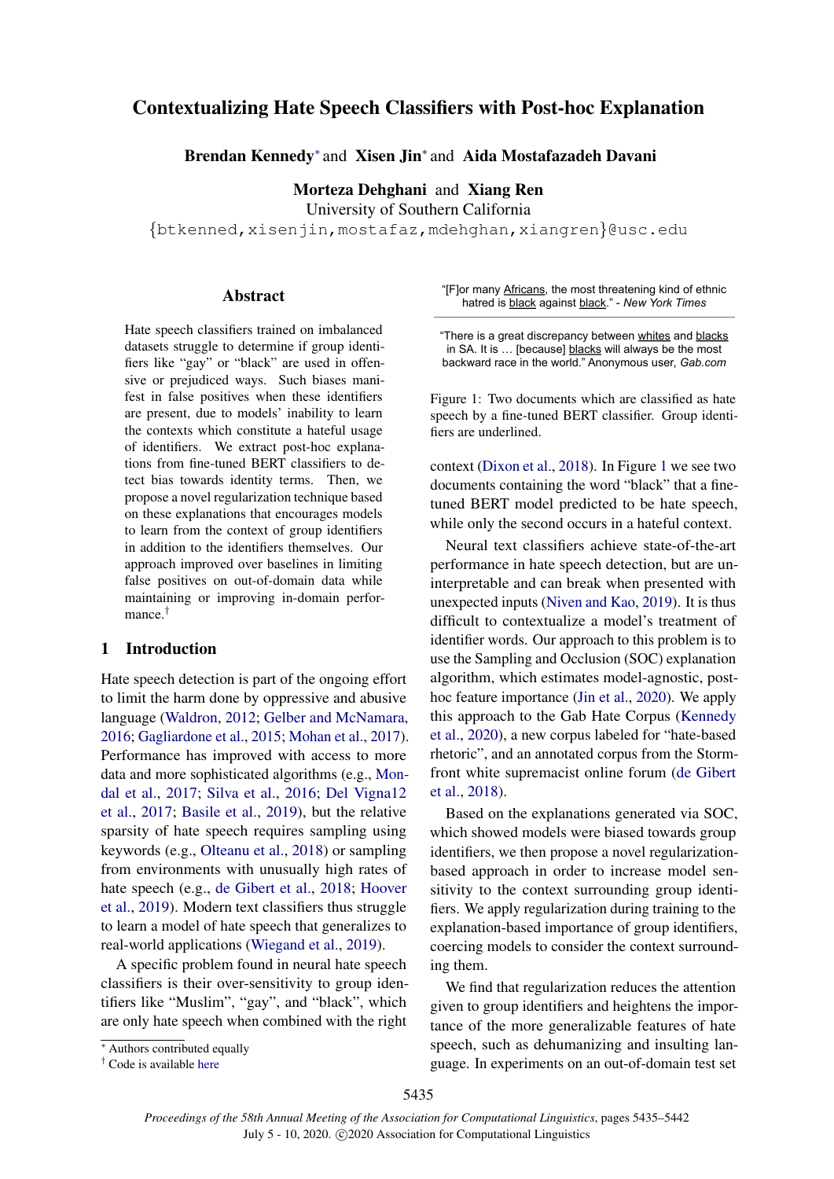# Contextualizing Hate Speech Classifiers with Post-hoc Explanation

**Brendan Kennedy*** and **Xisen Jin*** and **Aida Mostafazadeh Davani**

**Morteza Dehghani** and **Xiang Ren**

University of Southern California

{btkenned,xisenjin,mostafaz,mdehghan,xiangren}@usc.edu

## Abstract

Hate speech classifiers trained on imbalanced datasets struggle to determine if group identifiers like "gay" or "black" are used in offensive or prejudiced ways. Such biases manifest in false positives when these identifiers are present, due to models' inability to learn the contexts which constitute a hateful usage of identifiers. We extract post-hoc explanations from fine-tuned BERT classifiers to detect bias towards identity terms. Then, we propose a novel regularization technique based on these explanations that encourages models to learn from the context of group identifiers in addition to the identifiers themselves. Our approach improved over baselines in limiting false positives on out-of-domain data while maintaining or improving in-domain performance.[†]

## 1 Introduction

Hate speech detection is part of the ongoing effort to limit the harm done by oppressive and abusive language (Waldron, 2012; Gelber and McNamara, 2016; Gagliardone et al., 2015; Mohan et al., 2017). Performance has improved with access to more data and more sophisticated algorithms (e.g., Mondal et al., 2017; Silva et al., 2016; Del Vigna12 et al., 2017; Basile et al., 2019), but the relative sparsity of hate speech requires sampling using keywords (e.g., Olteanu et al., 2018) or sampling from environments with unusually high rates of hate speech (e.g., de Gibert et al., 2018; Hoover et al., 2019). Modern text classifiers thus struggle to learn a model of hate speech that generalizes to real-world applications (Wiegand et al., 2019).

A specific problem found in neural hate speech classifiers is their over-sensitivity to group identifiers like "Muslim", "gay", and "black", which are only hate speech when combined with the right context (Dixon et al., 2018). In Figure 1 we see two documents containing the word "black" that a fine-tuned BERT model predicted to be hate speech, while only the second occurs in a hateful context.

"[F]or many <u>Africans</u>, the most threatening kind of ethnic hatred is <u>black</u> against <u>black</u>." - *New York Times*

"There is a great discrepancy between <u>whites</u> and <u>blacks</u> in SA. It is ... [because] <u>blacks</u> will always be the most backward race in the world." Anonymous user, *Gab.com*

Figure 1: Two documents which are classified as hate speech by a fine-tuned BERT classifier. Group identifiers are underlined.

Neural text classifiers achieve state-of-the-art performance in hate speech detection, but are uninterpretable and can break when presented with unexpected inputs (Niven and Kao, 2019). It is thus difficult to contextualize a model's treatment of identifier words. Our approach to this problem is to use the Sampling and Occlusion (SOC) explanation algorithm, which estimates model-agnostic, post-hoc feature importance (Jin et al., 2020). We apply this approach to the Gab Hate Corpus (Kennedy et al., 2020), a new corpus labeled for "hate-based rhetoric", and an annotated corpus from the Stormfront white supremacist online forum (de Gibert et al., 2018).

Based on the explanations generated via SOC, which showed models were biased towards group identifiers, we then propose a novel regularization-based approach in order to increase model sensitivity to the context surrounding group identifiers. We apply regularization during training to the explanation-based importance of group identifiers, coercing models to consider the context surrounding them.

We find that regularization reduces the attention given to group identifiers and heightens the importance of the more generalizable features of hate speech, such as dehumanizing and insulting language. In experiments on an out-of-domain test set

* Authors contributed equally

† Code is available here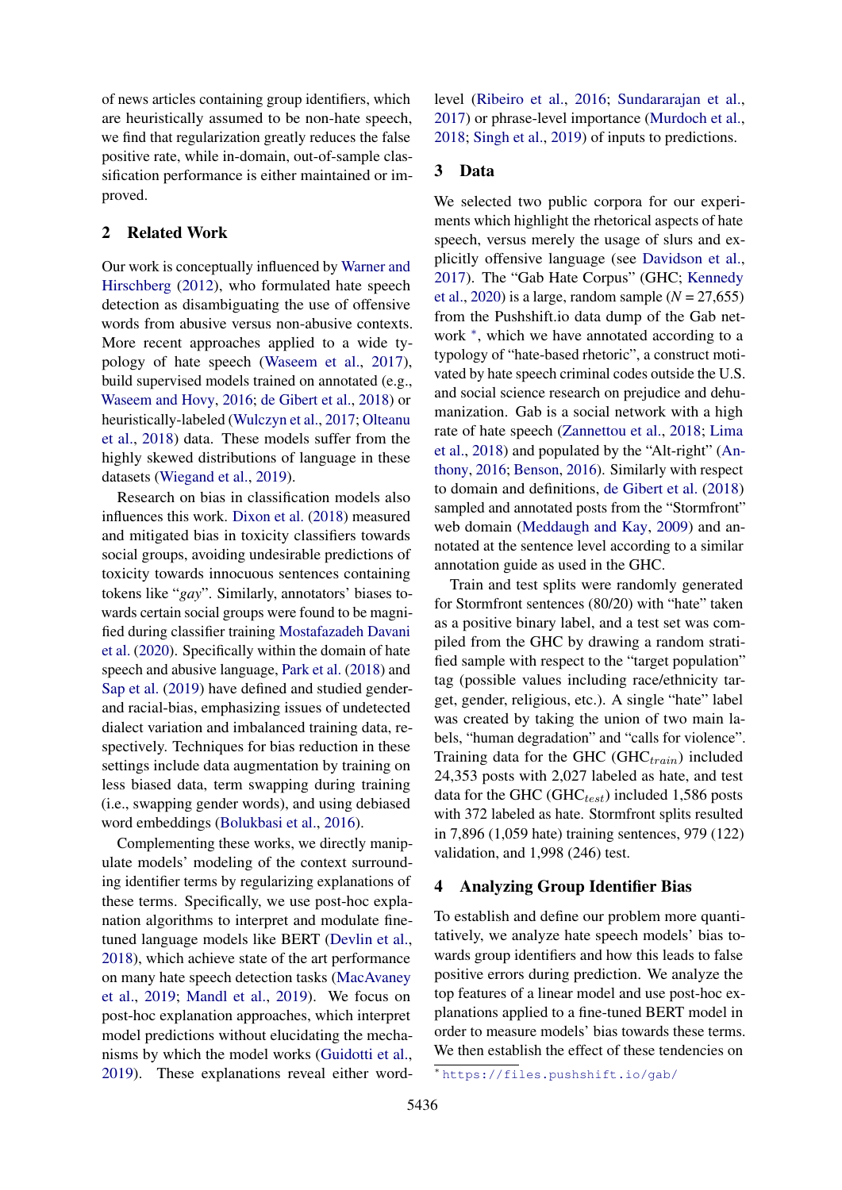of news articles containing group identifiers, which are heuristically assumed to be non-hate speech, we find that regularization greatly reduces the false positive rate, while in-domain, out-of-sample classification performance is either maintained or improved.

## 2 Related Work

Our work is conceptually influenced by Warner and Hirschberg (2012), who formulated hate speech detection as disambiguating the use of offensive words from abusive versus non-abusive contexts. More recent approaches applied to a wide typology of hate speech (Waseem et al., 2017), build supervised models trained on annotated (e.g., Waseem and Hovy, 2016; de Gibert et al., 2018) or heuristically-labeled (Wulczyn et al., 2017; Olteanu et al., 2018) data. These models suffer from the highly skewed distributions of language in these datasets (Wiegand et al., 2019).

Research on bias in classification models also influences this work. Dixon et al. (2018) measured and mitigated bias in toxicity classifiers towards social groups, avoiding undesirable predictions of toxicity towards innocuous sentences containing tokens like "*gay*". Similarly, annotators' biases towards certain social groups were found to be magnified during classifier training Mostafazadeh Davani et al. (2020). Specifically within the domain of hate speech and abusive language, Park et al. (2018) and Sap et al. (2019) have defined and studied gender- and racial-bias, emphasizing issues of undetected dialect variation and imbalanced training data, respectively. Techniques for bias reduction in these settings include data augmentation by training on less biased data, term swapping during training (i.e., swapping gender words), and using debiased word embeddings (Bolukbasi et al., 2016).

Complementing these works, we directly manipulate models' modeling of the context surrounding identifier terms by regularizing explanations of these terms. Specifically, we use post-hoc explanation algorithms to interpret and modulate fine-tuned language models like BERT (Devlin et al., 2018), which achieve state of the art performance on many hate speech detection tasks (MacAvaney et al., 2019; Mandl et al., 2019). We focus on post-hoc explanation approaches, which interpret model predictions without elucidating the mechanisms by which the model works (Guidotti et al., 2019). These explanations reveal either word-level (Ribeiro et al., 2016; Sundararajan et al., 2017) or phrase-level importance (Murdoch et al., 2018; Singh et al., 2019) of inputs to predictions.

## 3 Data

We selected two public corpora for our experiments which highlight the rhetorical aspects of hate speech, versus merely the usage of slurs and explicitly offensive language (see Davidson et al., 2017). The "Gab Hate Corpus" (GHC; Kennedy et al., 2020) is a large, random sample ($N = 27{,}655$) from the Pushshift.io data dump of the Gab network [*], which we have annotated according to a typology of "hate-based rhetoric", a construct motivated by hate speech criminal codes outside the U.S. and social science research on prejudice and dehumanization. Gab is a social network with a high rate of hate speech (Zannettou et al., 2018; Lima et al., 2018) and populated by the "Alt-right" (Anthony, 2016; Benson, 2016). Similarly with respect to domain and definitions, de Gibert et al. (2018) sampled and annotated posts from the "Stormfront" web domain (Meddaugh and Kay, 2009) and annotated at the sentence level according to a similar annotation guide as used in the GHC.

Train and test splits were randomly generated for Stormfront sentences (80/20) with "hate" taken as a positive binary label, and a test set was compiled from the GHC by drawing a random stratified sample with respect to the "target population" tag (possible values including race/ethnicity target, gender, religious, etc.). A single "hate" label was created by taking the union of two main labels, "human degradation" and "calls for violence". Training data for the GHC ($\text{GHC}_{train}$) included 24,353 posts with 2,027 labeled as hate, and test data for the GHC ($\text{GHC}_{test}$) included 1,586 posts with 372 labeled as hate. Stormfront splits resulted in 7,896 (1,059 hate) training sentences, 979 (122) validation, and 1,998 (246) test.

## 4 Analyzing Group Identifier Bias

To establish and define our problem more quantitatively, we analyze hate speech models' bias towards group identifiers and how this leads to false positive errors during prediction. We analyze the top features of a linear model and use post-hoc explanations applied to a fine-tuned BERT model in order to measure models' bias towards these terms. We then establish the effect of these tendencies on

[*] https://files.pushshift.io/gab/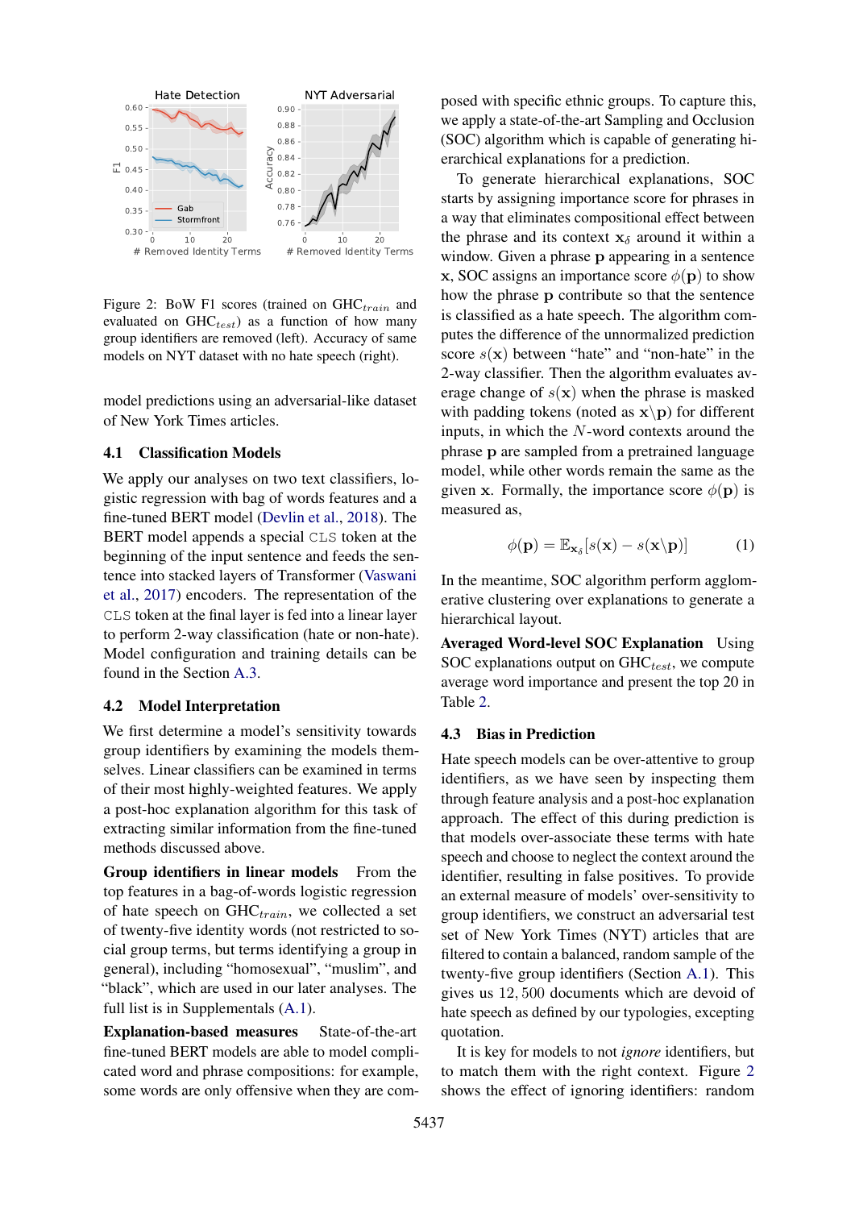Figure 2: BoW F1 scores (trained on $\text{GHC}_{train}$ and evaluated on $\text{GHC}_{test}$) as a function of how many group identifiers are removed (left). Accuracy of same models on NYT dataset with no hate speech (right).

model predictions using an adversarial-like dataset of New York Times articles.

## 4.1 Classification Models

We apply our analyses on two text classifiers, logistic regression with bag of words features and a fine-tuned BERT model (Devlin et al., 2018). The BERT model appends a special CLS token at the beginning of the input sentence and feeds the sentence into stacked layers of Transformer (Vaswani et al., 2017) encoders. The representation of the CLS token at the final layer is fed into a linear layer to perform 2-way classification (hate or non-hate). Model configuration and training details can be found in the Section A.3.

## 4.2 Model Interpretation

We first determine a model's sensitivity towards group identifiers by examining the models themselves. Linear classifiers can be examined in terms of their most highly-weighted features. We apply a post-hoc explanation algorithm for this task of extracting similar information from the fine-tuned methods discussed above.

**Group identifiers in linear models** From the top features in a bag-of-words logistic regression of hate speech on $\text{GHC}_{train}$, we collected a set of twenty-five identity words (not restricted to social group terms, but terms identifying a group in general), including "homosexual", "muslim", and "black", which are used in our later analyses. The full list is in Supplementals (A.1).

**Explanation-based measures** State-of-the-art fine-tuned BERT models are able to model complicated word and phrase compositions: for example, some words are only offensive when they are composed with specific ethnic groups. To capture this, we apply a state-of-the-art Sampling and Occlusion (SOC) algorithm which is capable of generating hierarchical explanations for a prediction.

To generate hierarchical explanations, SOC starts by assigning importance score for phrases in a way that eliminates compositional effect between the phrase and its context $\mathbf{x}_\delta$ around it within a window. Given a phrase $\mathbf{p}$ appearing in a sentence $\mathbf{x}$, SOC assigns an importance score $\phi(\mathbf{p})$ to show how the phrase $\mathbf{p}$ contribute so that the sentence is classified as a hate speech. The algorithm computes the difference of the unnormalized prediction score $s(\mathbf{x})$ between "hate" and "non-hate" in the 2-way classifier. Then the algorithm evaluates average change of $s(\mathbf{x})$ when the phrase is masked with padding tokens (noted as $\mathbf{x}\backslash\mathbf{p}$) for different inputs, in which the $N$-word contexts around the phrase $\mathbf{p}$ are sampled from a pretrained language model, while other words remain the same as the given $\mathbf{x}$. Formally, the importance score $\phi(\mathbf{p})$ is measured as,

$$\phi(\mathbf{p}) = \mathbb{E}_{\mathbf{x}_\delta}[s(\mathbf{x}) - s(\mathbf{x}\backslash\mathbf{p})] \quad (1)$$

In the meantime, SOC algorithm perform agglomerative clustering over explanations to generate a hierarchical layout.

**Averaged Word-level SOC Explanation** Using SOC explanations output on $\text{GHC}_{test}$, we compute average word importance and present the top 20 in Table 2.

## 4.3 Bias in Prediction

Hate speech models can be over-attentive to group identifiers, as we have seen by inspecting them through feature analysis and a post-hoc explanation approach. The effect of this during prediction is that models over-associate these terms with hate speech and choose to neglect the context around the identifier, resulting in false positives. To provide an external measure of models' over-sensitivity to group identifiers, we construct an adversarial test set of New York Times (NYT) articles that are filtered to contain a balanced, random sample of the twenty-five group identifiers (Section A.1). This gives us $12,500$ documents which are devoid of hate speech as defined by our typologies, excepting quotation.

It is key for models to not *ignore* identifiers, but to match them with the right context. Figure 2 shows the effect of ignoring identifiers: random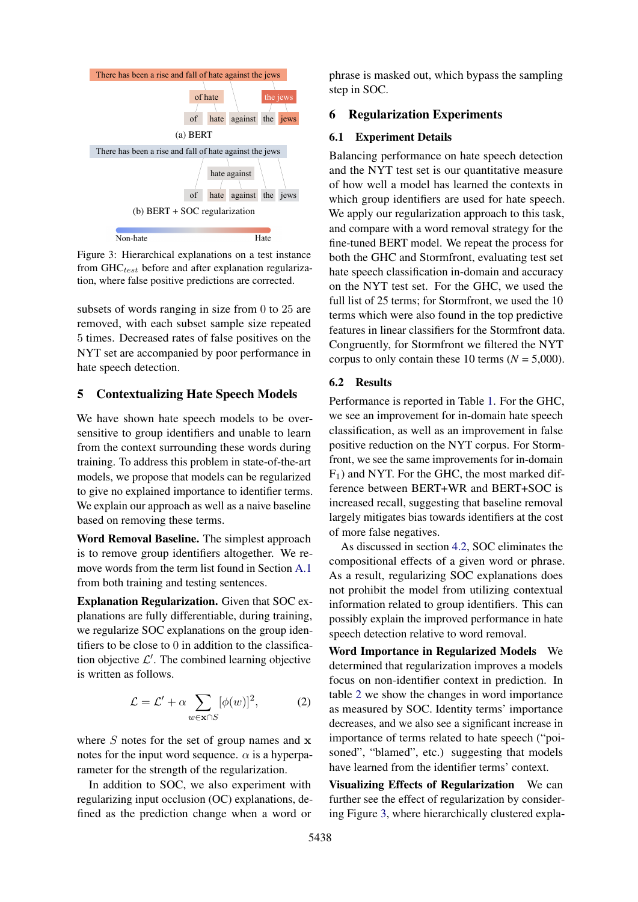There has been a rise and fall of hate against the jews

of hate | the jews

of | hate | against | the | jews

(a) BERT

There has been a rise and fall of hate against the jews

hate against

of | hate | against | the | jews

(b) BERT + SOC regularization

Non-hate — Hate

Figure 3: Hierarchical explanations on a test instance from $\text{GHC}_{test}$ before and after explanation regularization, where false positive predictions are corrected.

subsets of words ranging in size from 0 to 25 are removed, with each subset sample size repeated 5 times. Decreased rates of false positives on the NYT set are accompanied by poor performance in hate speech detection.

## 5 Contextualizing Hate Speech Models

We have shown hate speech models to be over-sensitive to group identifiers and unable to learn from the context surrounding these words during training. To address this problem in state-of-the-art models, we propose that models can be regularized to give no explained importance to identifier terms. We explain our approach as well as a naive baseline based on removing these terms.

**Word Removal Baseline.** The simplest approach is to remove group identifiers altogether. We remove words from the term list found in Section A.1 from both training and testing sentences.

**Explanation Regularization.** Given that SOC explanations are fully differentiable, during training, we regularize SOC explanations on the group identifiers to be close to 0 in addition to the classification objective $\mathcal{L}'$. The combined learning objective is written as follows.

$$\mathcal{L} = \mathcal{L}' + \alpha \sum_{w \in \mathbf{x} \cap S} [\phi(w)]^2, \tag{2}$$

where $S$ notes for the set of group names and $\mathbf{x}$ notes for the input word sequence. $\alpha$ is a hyperparameter for the strength of the regularization.

In addition to SOC, we also experiment with regularizing input occlusion (OC) explanations, defined as the prediction change when a word or phrase is masked out, which bypass the sampling step in SOC.

## 6 Regularization Experiments

### 6.1 Experiment Details

Balancing performance on hate speech detection and the NYT test set is our quantitative measure of how well a model has learned the contexts in which group identifiers are used for hate speech. We apply our regularization approach to this task, and compare with a word removal strategy for the fine-tuned BERT model. We repeat the process for both the GHC and Stormfront, evaluating test set hate speech classification in-domain and accuracy on the NYT test set. For the GHC, we used the full list of 25 terms; for Stormfront, we used the 10 terms which were also found in the top predictive features in linear classifiers for the Stormfront data. Congruently, for Stormfront we filtered the NYT corpus to only contain these 10 terms ($N$ = 5,000).

### 6.2 Results

Performance is reported in Table 1. For the GHC, we see an improvement for in-domain hate speech classification, as well as an improvement in false positive reduction on the NYT corpus. For Stormfront, we see the same improvements for in-domain $\text{F}_1$) and NYT. For the GHC, the most marked difference between BERT+WR and BERT+SOC is increased recall, suggesting that baseline removal largely mitigates bias towards identifiers at the cost of more false negatives.

As discussed in section 4.2, SOC eliminates the compositional effects of a given word or phrase. As a result, regularizing SOC explanations does not prohibit the model from utilizing contextual information related to group identifiers. This can possibly explain the improved performance in hate speech detection relative to word removal.

**Word Importance in Regularized Models** We determined that regularization improves a models focus on non-identifier context in prediction. In table 2 we show the changes in word importance as measured by SOC. Identity terms' importance decreases, and we also see a significant increase in importance of terms related to hate speech ("poisoned", "blamed", etc.) suggesting that models have learned from the identifier terms' context.

**Visualizing Effects of Regularization** We can further see the effect of regularization by considering Figure 3, where hierarchically clustered expla-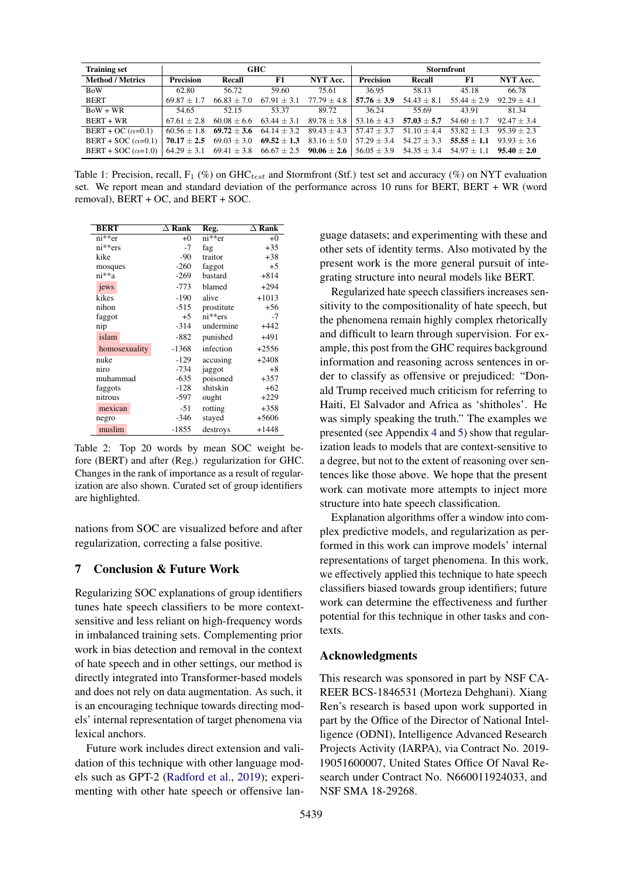| Training set | GHC | | | | Stormfront | | | |
|---|---|---|---|---|---|---|---|---|
| Method / Metrics | Precision | Recall | F1 | NYT Acc. | Precision | Recall | F1 | NYT Acc. |
| BoW | 62.80 | 56.72 | 59.60 | 75.61 | 36.95 | 58.13 | 45.18 | 66.78 |
| BERT | 69.87 ± 1.7 | 66.83 ± 7.0 | 67.91 ± 3.1 | 77.79 ± 4.8 | **57.76 ± 3.9** | 54.43 ± 8.1 | 55.44 ± 2.9 | 92.29 ± 4.1 |
| BoW + WR | 54.65 | 52.15 | 53.37 | 89.72 | 36.24 | 55.69 | 43.91 | 81.34 |
| BERT + WR | 67.61 ± 2.8 | 60.08 ± 6.6 | 63.44 ± 3.1 | 89.78 ± 3.8 | 53.16 ± 4.3 | **57.03 ± 5.7** | 54.60 ± 1.7 | 92.47 ± 3.4 |
| BERT + OC ($\alpha$=0.1) | 60.56 ± 1.8 | **69.72 ± 3.6** | 64.14 ± 3.2 | 89.43 ± 4.3 | 57.47 ± 3.7 | 51.10 ± 4.4 | 53.82 ± 1.3 | 95.39 ± 2.3 |
| BERT + SOC ($\alpha$=0.1) | **70.17 ± 2.5** | 69.03 ± 3.0 | **69.52 ± 1.3** | 83.16 ± 5.0 | 57.29 ± 3.4 | 54.27 ± 3.3 | **55.55 ± 1.1** | 93.93 ± 3.6 |
| BERT + SOC ($\alpha$=1.0) | 64.29 ± 3.1 | 69.41 ± 3.8 | 66.67 ± 2.5 | **90.06 ± 2.6** | 56.05 ± 3.9 | 54.35 ± 3.4 | 54.97 ± 1.1 | **95.40 ± 2.0** |

Table 1: Precision, recall, $F_1$ (%) on $GHC_{test}$ and Stormfront (Stf.) test set and accuracy (%) on NYT evaluation set. We report mean and standard deviation of the performance across 10 runs for BERT, BERT + WR (word removal), BERT + OC, and BERT + SOC.

| BERT | Δ Rank | Reg. | Δ Rank |
|---|---|---|---|
| ni**er | +0 | ni**er | +0 |
| ni**ers | -7 | fag | +35 |
| kike | -90 | traitor | +38 |
| mosques | -260 | faggot | +5 |
| ni**a | -269 | bastard | +814 |
| jews | -773 | blamed | +294 |
| kikes | -190 | alive | +1013 |
| nihon | -515 | prostitute | +56 |
| faggot | +5 | ni**ers | -7 |
| nip | -314 | undermine | +442 |
| islam | -882 | punished | +491 |
| homosexuality | -1368 | infection | +2556 |
| nuke | -129 | accusing | +2408 |
| niro | -734 | jaggot | +8 |
| muhammad | -635 | poisoned | +357 |
| faggots | -128 | shitskin | +62 |
| nitrous | -597 | ought | +229 |
| mexican | -51 | rotting | +358 |
| negro | -346 | stayed | +5606 |
| muslim | -1855 | destroys | +1448 |

Table 2: Top 20 words by mean SOC weight before (BERT) and after (Reg.) regularization for GHC. Changes in the rank of importance as a result of regularization are also shown. Curated set of group identifiers are highlighted.

nations from SOC are visualized before and after regularization, correcting a false positive.

## 7 Conclusion & Future Work

Regularizing SOC explanations of group identifiers tunes hate speech classifiers to be more context-sensitive and less reliant on high-frequency words in imbalanced training sets. Complementing prior work in bias detection and removal in the context of hate speech and in other settings, our method is directly integrated into Transformer-based models and does not rely on data augmentation. As such, it is an encouraging technique towards directing models' internal representation of target phenomena via lexical anchors.

Future work includes direct extension and validation of this technique with other language models such as GPT-2 (Radford et al., 2019); experimenting with other hate speech or offensive language datasets; and experimenting with these and other sets of identity terms. Also motivated by the present work is the more general pursuit of integrating structure into neural models like BERT.

Regularized hate speech classifiers increases sensitivity to the compositionality of hate speech, but the phenomena remain highly complex rhetorically and difficult to learn through supervision. For example, this post from the GHC requires background information and reasoning across sentences in order to classify as offensive or prejudiced: "Donald Trump received much criticism for referring to Haiti, El Salvador and Africa as 'shitholes'. He was simply speaking the truth." The examples we presented (see Appendix 4 and 5) show that regularization leads to models that are context-sensitive to a degree, but not to the extent of reasoning over sentences like those above. We hope that the present work can motivate more attempts to inject more structure into hate speech classification.

Explanation algorithms offer a window into complex predictive models, and regularization as performed in this work can improve models' internal representations of target phenomena. In this work, we effectively applied this technique to hate speech classifiers biased towards group identifiers; future work can determine the effectiveness and further potential for this technique in other tasks and contexts.

## Acknowledgments

This research was sponsored in part by NSF CAREER BCS-1846531 (Morteza Dehghani). Xiang Ren's research is based upon work supported in part by the Office of the Director of National Intelligence (ODNI), Intelligence Advanced Research Projects Activity (IARPA), via Contract No. 2019-19051600007, United States Office Of Naval Research under Contract No. N660011924033, and NSF SMA 18-29268.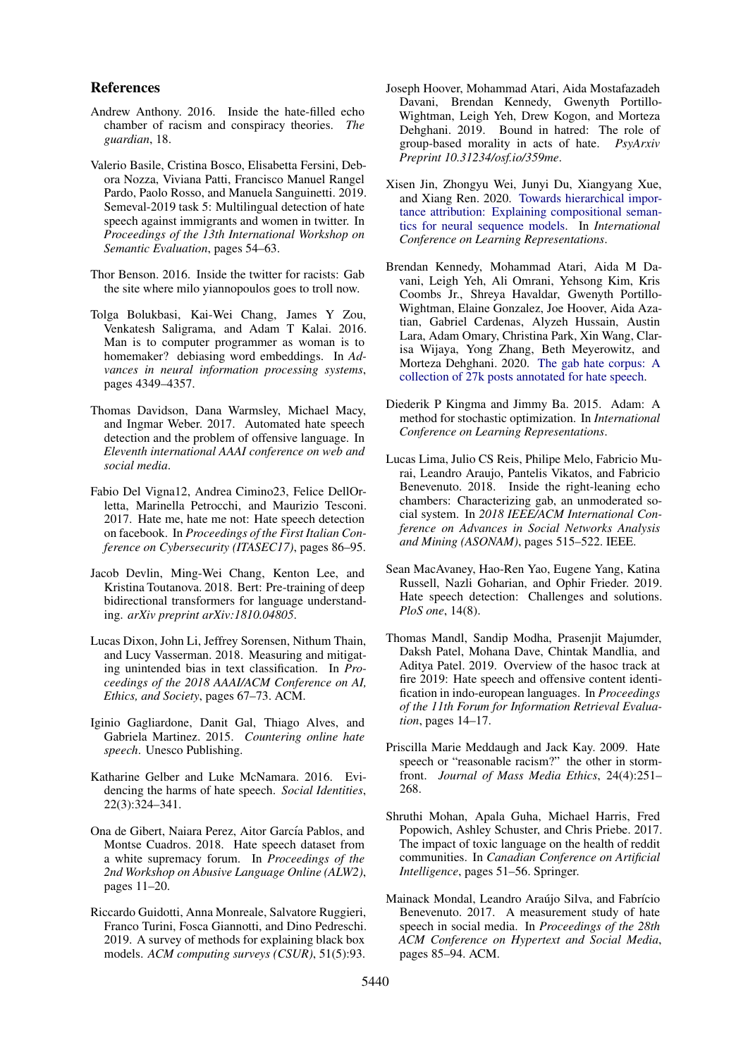## References

Andrew Anthony. 2016. Inside the hate-filled echo chamber of racism and conspiracy theories. *The guardian*, 18.

Valerio Basile, Cristina Bosco, Elisabetta Fersini, Debora Nozza, Viviana Patti, Francisco Manuel Rangel Pardo, Paolo Rosso, and Manuela Sanguinetti. 2019. Semeval-2019 task 5: Multilingual detection of hate speech against immigrants and women in twitter. In *Proceedings of the 13th International Workshop on Semantic Evaluation*, pages 54–63.

Thor Benson. 2016. Inside the twitter for racists: Gab the site where milo yiannopoulos goes to troll now.

Tolga Bolukbasi, Kai-Wei Chang, James Y Zou, Venkatesh Saligrama, and Adam T Kalai. 2016. Man is to computer programmer as woman is to homemaker? debiasing word embeddings. In *Advances in neural information processing systems*, pages 4349–4357.

Thomas Davidson, Dana Warmsley, Michael Macy, and Ingmar Weber. 2017. Automated hate speech detection and the problem of offensive language. In *Eleventh international AAAI conference on web and social media*.

Fabio Del Vigna12, Andrea Cimino23, Felice DellOrletta, Marinella Petrocchi, and Maurizio Tesconi. 2017. Hate me, hate me not: Hate speech detection on facebook. In *Proceedings of the First Italian Conference on Cybersecurity (ITASEC17)*, pages 86–95.

Jacob Devlin, Ming-Wei Chang, Kenton Lee, and Kristina Toutanova. 2018. Bert: Pre-training of deep bidirectional transformers for language understanding. *arXiv preprint arXiv:1810.04805*.

Lucas Dixon, John Li, Jeffrey Sorensen, Nithum Thain, and Lucy Vasserman. 2018. Measuring and mitigating unintended bias in text classification. In *Proceedings of the 2018 AAAI/ACM Conference on AI, Ethics, and Society*, pages 67–73. ACM.

Iginio Gagliardone, Danit Gal, Thiago Alves, and Gabriela Martinez. 2015. *Countering online hate speech*. Unesco Publishing.

Katharine Gelber and Luke McNamara. 2016. Evidencing the harms of hate speech. *Social Identities*, 22(3):324–341.

Ona de Gibert, Naiara Perez, Aitor García Pablos, and Montse Cuadros. 2018. Hate speech dataset from a white supremacy forum. In *Proceedings of the 2nd Workshop on Abusive Language Online (ALW2)*, pages 11–20.

Riccardo Guidotti, Anna Monreale, Salvatore Ruggieri, Franco Turini, Fosca Giannotti, and Dino Pedreschi. 2019. A survey of methods for explaining black box models. *ACM computing surveys (CSUR)*, 51(5):93.

Joseph Hoover, Mohammad Atari, Aida Mostafazadeh Davani, Brendan Kennedy, Gwenyth Portillo-Wightman, Leigh Yeh, Drew Kogon, and Morteza Dehghani. 2019. Bound in hatred: The role of group-based morality in acts of hate. *PsyArxiv Preprint 10.31234/osf.io/359me*.

Xisen Jin, Zhongyu Wei, Junyi Du, Xiangyang Xue, and Xiang Ren. 2020. Towards hierarchical importance attribution: Explaining compositional semantics for neural sequence models. In *International Conference on Learning Representations*.

Brendan Kennedy, Mohammad Atari, Aida M Davani, Leigh Yeh, Ali Omrani, Yehsong Kim, Kris Coombs Jr., Shreya Havaldar, Gwenyth Portillo-Wightman, Elaine Gonzalez, Joe Hoover, Aida Azatian, Gabriel Cardenas, Alyzeh Hussain, Austin Lara, Adam Omary, Christina Park, Xin Wang, Clarisa Wijaya, Yong Zhang, Beth Meyerowitz, and Morteza Dehghani. 2020. The gab hate corpus: A collection of 27k posts annotated for hate speech.

Diederik P Kingma and Jimmy Ba. 2015. Adam: A method for stochastic optimization. In *International Conference on Learning Representations*.

Lucas Lima, Julio CS Reis, Philipe Melo, Fabricio Murai, Leandro Araujo, Pantelis Vikatos, and Fabricio Benevenuto. 2018. Inside the right-leaning echo chambers: Characterizing gab, an unmoderated social system. In *2018 IEEE/ACM International Conference on Advances in Social Networks Analysis and Mining (ASONAM)*, pages 515–522. IEEE.

Sean MacAvaney, Hao-Ren Yao, Eugene Yang, Katina Russell, Nazli Goharian, and Ophir Frieder. 2019. Hate speech detection: Challenges and solutions. *PloS one*, 14(8).

Thomas Mandl, Sandip Modha, Prasenjit Majumder, Daksh Patel, Mohana Dave, Chintak Mandlia, and Aditya Patel. 2019. Overview of the hasoc track at fire 2019: Hate speech and offensive content identification in indo-european languages. In *Proceedings of the 11th Forum for Information Retrieval Evaluation*, pages 14–17.

Priscilla Marie Meddaugh and Jack Kay. 2009. Hate speech or "reasonable racism?" the other in stormfront. *Journal of Mass Media Ethics*, 24(4):251–268.

Shruthi Mohan, Apala Guha, Michael Harris, Fred Popowich, Ashley Schuster, and Chris Priebe. 2017. The impact of toxic language on the health of reddit communities. In *Canadian Conference on Artificial Intelligence*, pages 51–56. Springer.

Mainack Mondal, Leandro Araújo Silva, and Fabrício Benevenuto. 2017. A measurement study of hate speech in social media. In *Proceedings of the 28th ACM Conference on Hypertext and Social Media*, pages 85–94. ACM.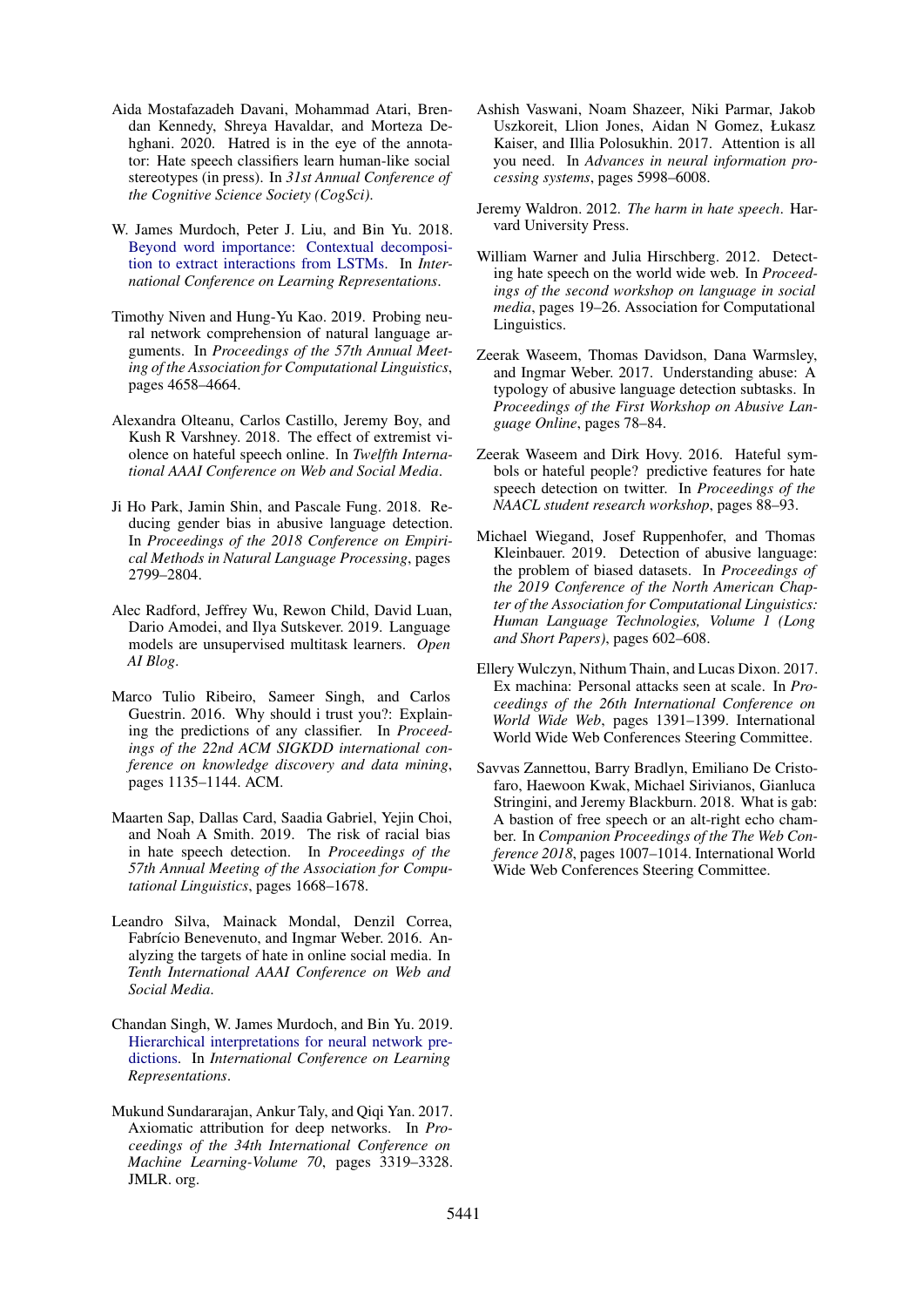Aida Mostafazadeh Davani, Mohammad Atari, Brendan Kennedy, Shreya Havaldar, and Morteza Dehghani. 2020. Hatred is in the eye of the annotator: Hate speech classifiers learn human-like social stereotypes (in press). In *31st Annual Conference of the Cognitive Science Society (CogSci)*.

W. James Murdoch, Peter J. Liu, and Bin Yu. 2018. Beyond word importance: Contextual decomposition to extract interactions from LSTMs. In *International Conference on Learning Representations*.

Timothy Niven and Hung-Yu Kao. 2019. Probing neural network comprehension of natural language arguments. In *Proceedings of the 57th Annual Meeting of the Association for Computational Linguistics*, pages 4658–4664.

Alexandra Olteanu, Carlos Castillo, Jeremy Boy, and Kush R Varshney. 2018. The effect of extremist violence on hateful speech online. In *Twelfth International AAAI Conference on Web and Social Media*.

Ji Ho Park, Jamin Shin, and Pascale Fung. 2018. Reducing gender bias in abusive language detection. In *Proceedings of the 2018 Conference on Empirical Methods in Natural Language Processing*, pages 2799–2804.

Alec Radford, Jeffrey Wu, Rewon Child, David Luan, Dario Amodei, and Ilya Sutskever. 2019. Language models are unsupervised multitask learners. *Open AI Blog*.

Marco Tulio Ribeiro, Sameer Singh, and Carlos Guestrin. 2016. Why should i trust you?: Explaining the predictions of any classifier. In *Proceedings of the 22nd ACM SIGKDD international conference on knowledge discovery and data mining*, pages 1135–1144. ACM.

Maarten Sap, Dallas Card, Saadia Gabriel, Yejin Choi, and Noah A Smith. 2019. The risk of racial bias in hate speech detection. In *Proceedings of the 57th Annual Meeting of the Association for Computational Linguistics*, pages 1668–1678.

Leandro Silva, Mainack Mondal, Denzil Correa, Fabrício Benevenuto, and Ingmar Weber. 2016. Analyzing the targets of hate in online social media. In *Tenth International AAAI Conference on Web and Social Media*.

Chandan Singh, W. James Murdoch, and Bin Yu. 2019. Hierarchical interpretations for neural network predictions. In *International Conference on Learning Representations*.

Mukund Sundararajan, Ankur Taly, and Qiqi Yan. 2017. Axiomatic attribution for deep networks. In *Proceedings of the 34th International Conference on Machine Learning-Volume 70*, pages 3319–3328. JMLR. org.

Ashish Vaswani, Noam Shazeer, Niki Parmar, Jakob Uszkoreit, Llion Jones, Aidan N Gomez, Łukasz Kaiser, and Illia Polosukhin. 2017. Attention is all you need. In *Advances in neural information processing systems*, pages 5998–6008.

Jeremy Waldron. 2012. *The harm in hate speech*. Harvard University Press.

William Warner and Julia Hirschberg. 2012. Detecting hate speech on the world wide web. In *Proceedings of the second workshop on language in social media*, pages 19–26. Association for Computational Linguistics.

Zeerak Waseem, Thomas Davidson, Dana Warmsley, and Ingmar Weber. 2017. Understanding abuse: A typology of abusive language detection subtasks. In *Proceedings of the First Workshop on Abusive Language Online*, pages 78–84.

Zeerak Waseem and Dirk Hovy. 2016. Hateful symbols or hateful people? predictive features for hate speech detection on twitter. In *Proceedings of the NAACL student research workshop*, pages 88–93.

Michael Wiegand, Josef Ruppenhofer, and Thomas Kleinbauer. 2019. Detection of abusive language: the problem of biased datasets. In *Proceedings of the 2019 Conference of the North American Chapter of the Association for Computational Linguistics: Human Language Technologies, Volume 1 (Long and Short Papers)*, pages 602–608.

Ellery Wulczyn, Nithum Thain, and Lucas Dixon. 2017. Ex machina: Personal attacks seen at scale. In *Proceedings of the 26th International Conference on World Wide Web*, pages 1391–1399. International World Wide Web Conferences Steering Committee.

Savvas Zannettou, Barry Bradlyn, Emiliano De Cristofaro, Haewoon Kwak, Michael Sirivianos, Gianluca Stringini, and Jeremy Blackburn. 2018. What is gab: A bastion of free speech or an alt-right echo chamber. In *Companion Proceedings of the The Web Conference 2018*, pages 1007–1014. International World Wide Web Conferences Steering Committee.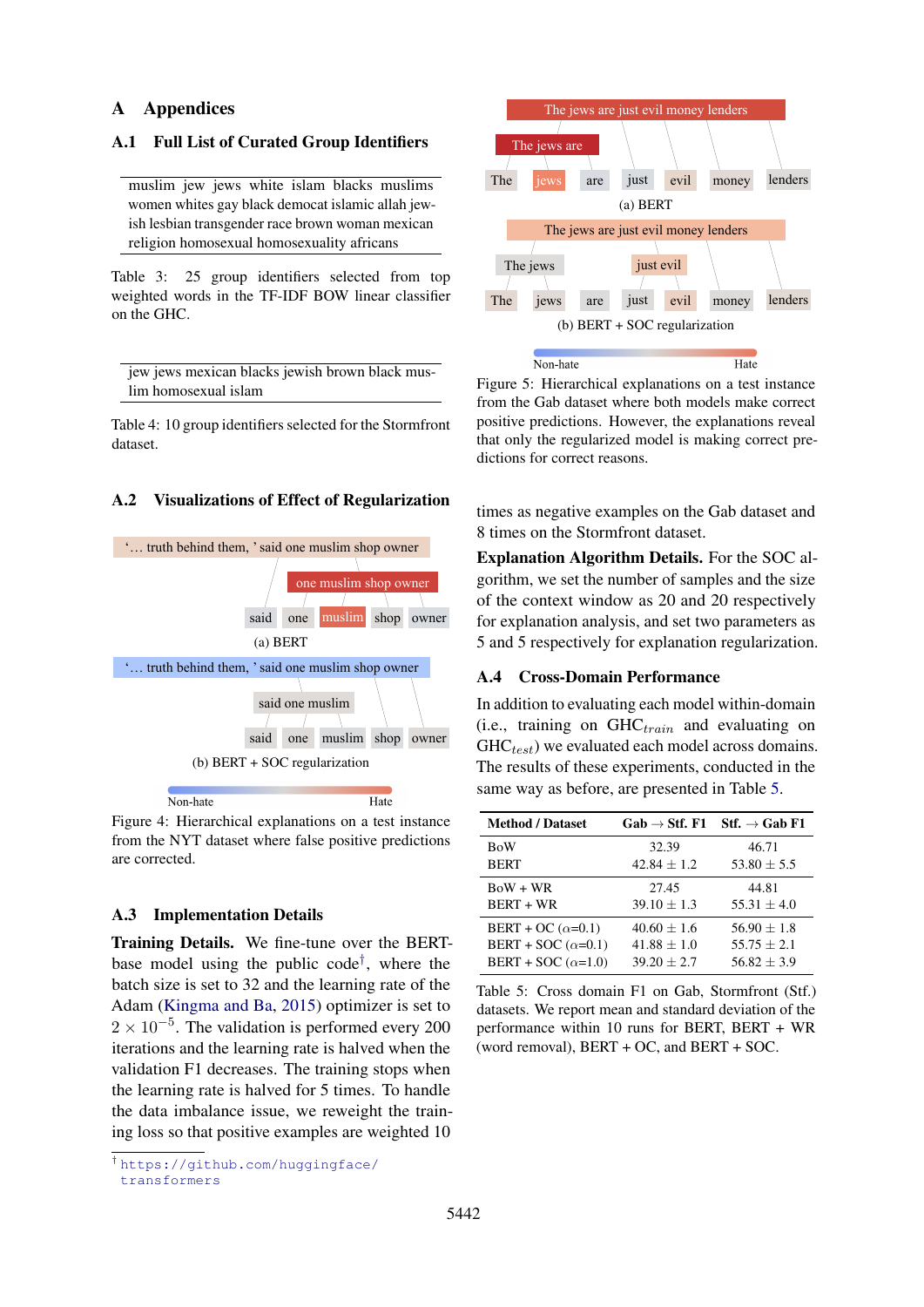# A Appendices

## A.1 Full List of Curated Group Identifiers

| |
|---|
| muslim jew jews white islam blacks muslims women whites gay black democat islamic allah jewish lesbian transgender race brown woman mexican religion homosexual homosexuality africans |

Table 3: 25 group identifiers selected from top weighted words in the TF-IDF BOW linear classifier on the GHC.

| |
|---|
| jew jews mexican blacks jewish brown black muslim homosexual islam |

Table 4: 10 group identifiers selected for the Stormfront dataset.

## A.2 Visualizations of Effect of Regularization

'… truth behind them, ' said one muslim shop owner
one muslim shop owner
said one muslim shop owner
(a) BERT

'… truth behind them, ' said one muslim shop owner
said one muslim
said one muslim shop owner
(b) BERT + SOC regularization

Non-hate Hate

Figure 4: Hierarchical explanations on a test instance from the NYT dataset where false positive predictions are corrected.

## A.3 Implementation Details

**Training Details.** We fine-tune over the BERT-base model using the public code[†], where the batch size is set to 32 and the learning rate of the Adam (Kingma and Ba, 2015) optimizer is set to $2 \times 10^{-5}$. The validation is performed every 200 iterations and the learning rate is halved when the validation F1 decreases. The training stops when the learning rate is halved for 5 times. To handle the data imbalance issue, we reweight the training loss so that positive examples are weighted 10 times as negative examples on the Gab dataset and 8 times on the Stormfront dataset.

**Explanation Algorithm Details.** For the SOC algorithm, we set the number of samples and the size of the context window as 20 and 20 respectively for explanation analysis, and set two parameters as 5 and 5 respectively for explanation regularization.

## A.4 Cross-Domain Performance

In addition to evaluating each model within-domain (i.e., training on $\text{GHC}_{train}$ and evaluating on $\text{GHC}_{test}$) we evaluated each model across domains. The results of these experiments, conducted in the same way as before, are presented in Table 5.

| Method / Dataset | Gab → Stf. F1 | Stf. → Gab F1 |
|---|---|---|
| BoW | 32.39 | 46.71 |
| BERT | 42.84 ± 1.2 | 53.80 ± 5.5 |
| BoW + WR | 27.45 | 44.81 |
| BERT + WR | 39.10 ± 1.3 | 55.31 ± 4.0 |
| BERT + OC ($\alpha$=0.1) | 40.60 ± 1.6 | 56.90 ± 1.8 |
| BERT + SOC ($\alpha$=0.1) | 41.88 ± 1.0 | 55.75 ± 2.1 |
| BERT + SOC ($\alpha$=1.0) | 39.20 ± 2.7 | 56.82 ± 3.9 |

Table 5: Cross domain F1 on Gab, Stormfront (Stf.) datasets. We report mean and standard deviation of the performance within 10 runs for BERT, BERT + WR (word removal), BERT + OC, and BERT + SOC.

The jews are just evil money lenders
The jews are
The jews are just evil money lenders
(a) BERT

The jews are just evil money lenders
The jews
just evil
The jews are just evil money lenders
(b) BERT + SOC regularization

Non-hate Hate

Figure 5: Hierarchical explanations on a test instance from the Gab dataset where both models make correct positive predictions. However, the explanations reveal that only the regularized model is making correct predictions for correct reasons.

[†] https://github.com/huggingface/transformers